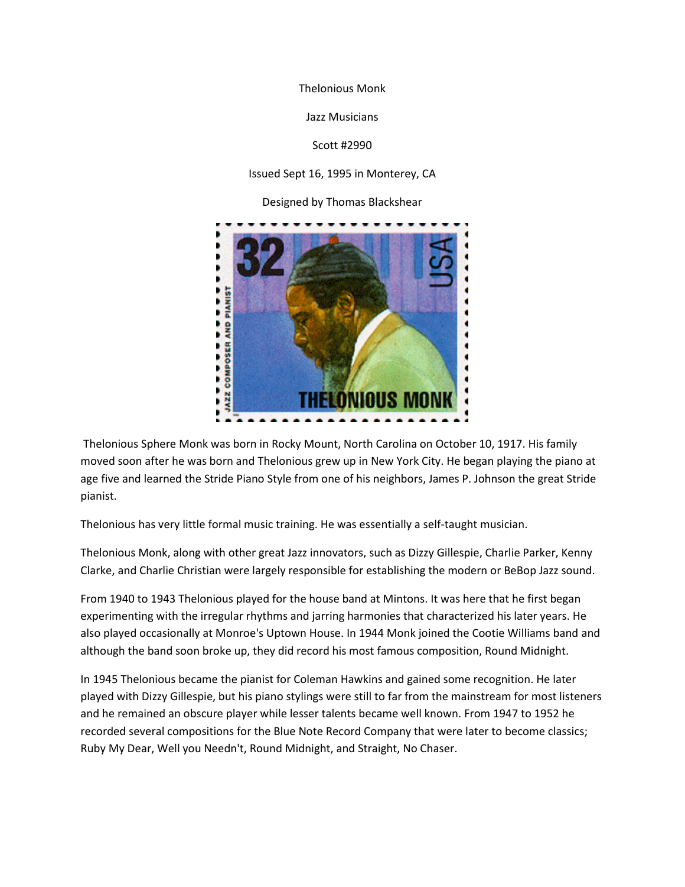Thelonious Monk

Jazz Musicians

Scott #2990

Issued Sept 16, 1995 in Monterey, CA

Designed by Thomas Blackshear

Thelonious Sphere Monk was born in Rocky Mount, North Carolina on October 10, 1917. His family moved soon after he was born and Thelonious grew up in New York City. He began playing the piano at age five and learned the Stride Piano Style from one of his neighbors, James P. Johnson the great Stride pianist.

Thelonious has very little formal music training. He was essentially a self-taught musician.

Thelonious Monk, along with other great Jazz innovators, such as Dizzy Gillespie, Charlie Parker, Kenny Clarke, and Charlie Christian were largely responsible for establishing the modern or BeBop Jazz sound.

From 1940 to 1943 Thelonious played for the house band at Mintons. It was here that he first began experimenting with the irregular rhythms and jarring harmonies that characterized his later years. He also played occasionally at Monroe's Uptown House. In 1944 Monk joined the Cootie Williams band and although the band soon broke up, they did record his most famous composition, Round Midnight.

In 1945 Thelonious became the pianist for Coleman Hawkins and gained some recognition. He later played with Dizzy Gillespie, but his piano stylings were still to far from the mainstream for most listeners and he remained an obscure player while lesser talents became well known. From 1947 to 1952 he recorded several compositions for the Blue Note Record Company that were later to become classics; Ruby My Dear, Well you Needn't, Round Midnight, and Straight, No Chaser.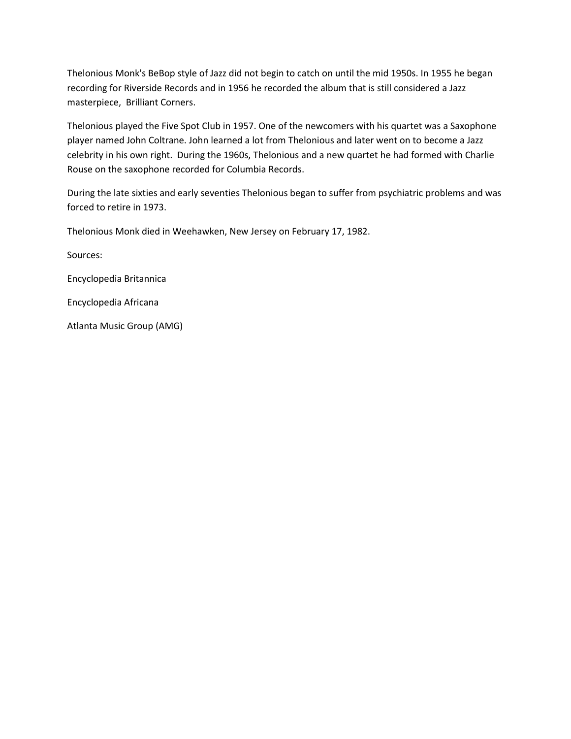Thelonious Monk's BeBop style of Jazz did not begin to catch on until the mid 1950s. In 1955 he began recording for Riverside Records and in 1956 he recorded the album that is still considered a Jazz masterpiece, Brilliant Corners.

Thelonious played the Five Spot Club in 1957. One of the newcomers with his quartet was a Saxophone player named John Coltrane. John learned a lot from Thelonious and later went on to become a Jazz celebrity in his own right. During the 1960s, Thelonious and a new quartet he had formed with Charlie Rouse on the saxophone recorded for Columbia Records.

During the late sixties and early seventies Thelonious began to suffer from psychiatric problems and was forced to retire in 1973.

Thelonious Monk died in Weehawken, New Jersey on February 17, 1982.

Sources:

Encyclopedia Britannica

Encyclopedia Africana

Atlanta Music Group (AMG)